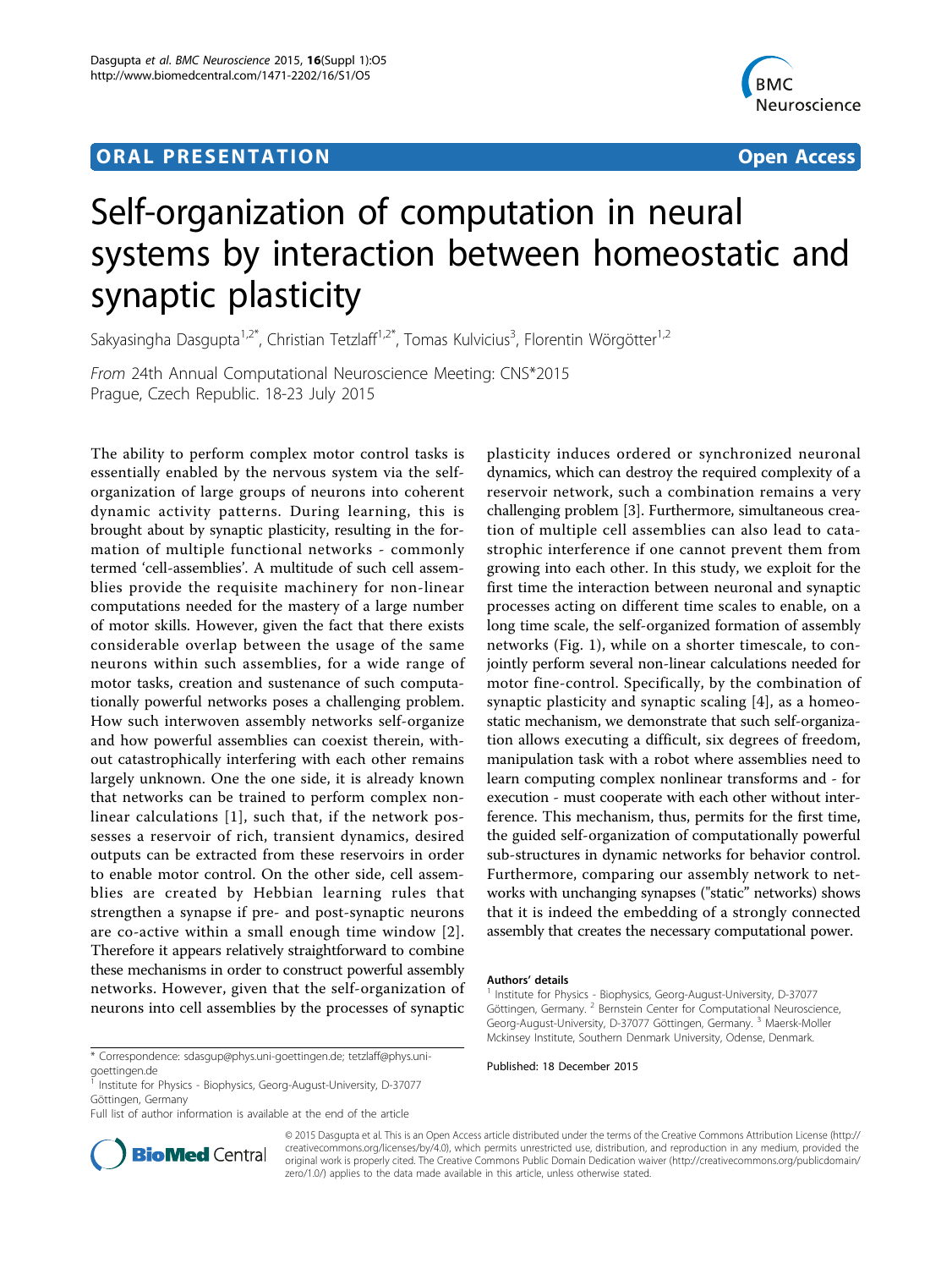ORAL PRESENTATION **Open Access**

# Self-organization of computation in neural systems by interaction between homeostatic and synaptic plasticity

Sakyasingha Dasgupta[1,2*], Christian Tetzlaff[1,2*], Tomas Kulvicius[3], Florentin Wörgötter[1,2]

*From* 24th Annual Computational Neuroscience Meeting: CNS*2015
Prague, Czech Republic. 18-23 July 2015

The ability to perform complex motor control tasks is essentially enabled by the nervous system via the self-organization of large groups of neurons into coherent dynamic activity patterns. During learning, this is brought about by synaptic plasticity, resulting in the formation of multiple functional networks - commonly termed 'cell-assemblies'. A multitude of such cell assemblies provide the requisite machinery for non-linear computations needed for the mastery of a large number of motor skills. However, given the fact that there exists considerable overlap between the usage of the same neurons within such assemblies, for a wide range of motor tasks, creation and sustenance of such computationally powerful networks poses a challenging problem. How such interwoven assembly networks self-organize and how powerful assemblies can coexist therein, without catastrophically interfering with each other remains largely unknown. One the one side, it is already known that networks can be trained to perform complex nonlinear calculations [1], such that, if the network possesses a reservoir of rich, transient dynamics, desired outputs can be extracted from these reservoirs in order to enable motor control. On the other side, cell assemblies are created by Hebbian learning rules that strengthen a synapse if pre- and post-synaptic neurons are co-active within a small enough time window [2]. Therefore it appears relatively straightforward to combine these mechanisms in order to construct powerful assembly networks. However, given that the self-organization of neurons into cell assemblies by the processes of synaptic plasticity induces ordered or synchronized neuronal dynamics, which can destroy the required complexity of a reservoir network, such a combination remains a very challenging problem [3]. Furthermore, simultaneous creation of multiple cell assemblies can also lead to catastrophic interference if one cannot prevent them from growing into each other. In this study, we exploit for the first time the interaction between neuronal and synaptic processes acting on different time scales to enable, on a long time scale, the self-organized formation of assembly networks (Fig. 1), while on a shorter timescale, to conjointly perform several non-linear calculations needed for motor fine-control. Specifically, by the combination of synaptic plasticity and synaptic scaling [4], as a homeostatic mechanism, we demonstrate that such self-organization allows executing a difficult, six degrees of freedom, manipulation task with a robot where assemblies need to learn computing complex nonlinear transforms and - for execution - must cooperate with each other without interference. This mechanism, thus, permits for the first time, the guided self-organization of computationally powerful sub-structures in dynamic networks for behavior control. Furthermore, comparing our assembly network to networks with unchanging synapses ("static" networks) shows that it is indeed the embedding of a strongly connected assembly that creates the necessary computational power.

**Authors' details**

[1] Institute for Physics - Biophysics, Georg-August-University, D-37077 Göttingen, Germany. [2] Bernstein Center for Computational Neuroscience, Georg-August-University, D-37077 Göttingen, Germany. [3] Maersk-Moller Mckinsey Institute, Southern Denmark University, Odense, Denmark.

Published: 18 December 2015

\* Correspondence: sdasgup@phys.uni-goettingen.de; tetzlaff@phys.uni-goettingen.de
[1] Institute for Physics - Biophysics, Georg-August-University, D-37077 Göttingen, Germany
Full list of author information is available at the end of the article

© 2015 Dasgupta et al. This is an Open Access article distributed under the terms of the Creative Commons Attribution License (http://creativecommons.org/licenses/by/4.0), which permits unrestricted use, distribution, and reproduction in any medium, provided the original work is properly cited. The Creative Commons Public Domain Dedication waiver (http://creativecommons.org/publicdomain/zero/1.0/) applies to the data made available in this article, unless otherwise stated.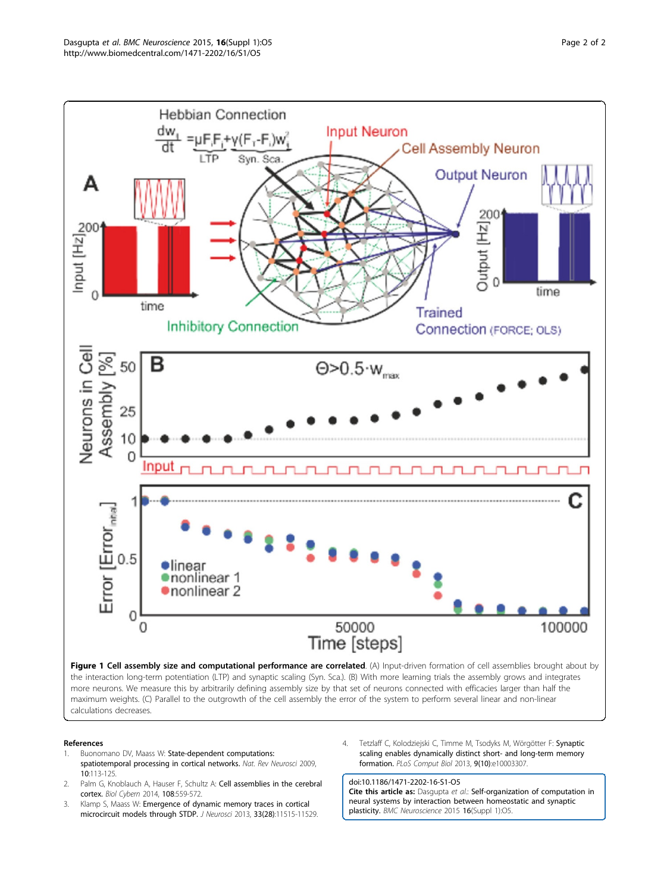Hebbian Connection

$$\frac{dw_i}{dt} = \mu F_i F_j + \gamma (F_T - F_i) w_i^2$$

LTP    Syn. Sca.

Input Neuron

Cell Assembly Neuron

Output Neuron

A

Input [Hz]

200

0

time

Output [Hz]

200

0

time

Inhibitory Connection

Trained Connection (FORCE; OLS)

B

Neurons in Cell Assembly [%]

$\Theta > 0.5 \cdot w_{max}$

50

25

10

0

Input

C

Error [$Error_{initial}$]

1

0.5

0

linear

nonlinear 1

nonlinear 2

0

50000

100000

Time [steps]

**Figure 1 Cell assembly size and computational performance are correlated**. (A) Input-driven formation of cell assemblies brought about by the interaction long-term potentiation (LTP) and synaptic scaling (Syn. Sca.). (B) With more learning trials the assembly grows and integrates more neurons. We measure this by arbitrarily defining assembly size by that set of neurons connected with efficacies larger than half the maximum weights. (C) Parallel to the outgrowth of the cell assembly the error of the system to perform several linear and non-linear calculations decreases.

## References

1. Buonomano DV, Maass W: **State-dependent computations: spatiotemporal processing in cortical networks.** *Nat. Rev Neurosci* 2009, **10**:113-125.
2. Palm G, Knoblauch A, Hauser F, Schultz A: **Cell assemblies in the cerebral cortex.** *Biol Cybern* 2014, **108**:559-572.
3. Klamp S, Maass W: **Emergence of dynamic memory traces in cortical microcircuit models through STDP.** *J Neurosci* 2013, 33(28):11515-11529.
4. Tetzlaff C, Kolodziejski C, Timme M, Tsodyks M, Wörgötter F: **Synaptic scaling enables dynamically distinct short- and long-term memory formation.** *PLoS Comput Biol* 2013, **9(10)**:e10003307.

doi:10.1186/1471-2202-16-S1-O5

**Cite this article as:** Dasgupta *et al.*: Self-organization of computation in neural systems by interaction between homeostatic and synaptic plasticity. *BMC Neuroscience* 2015 **16**(Suppl 1):O5.